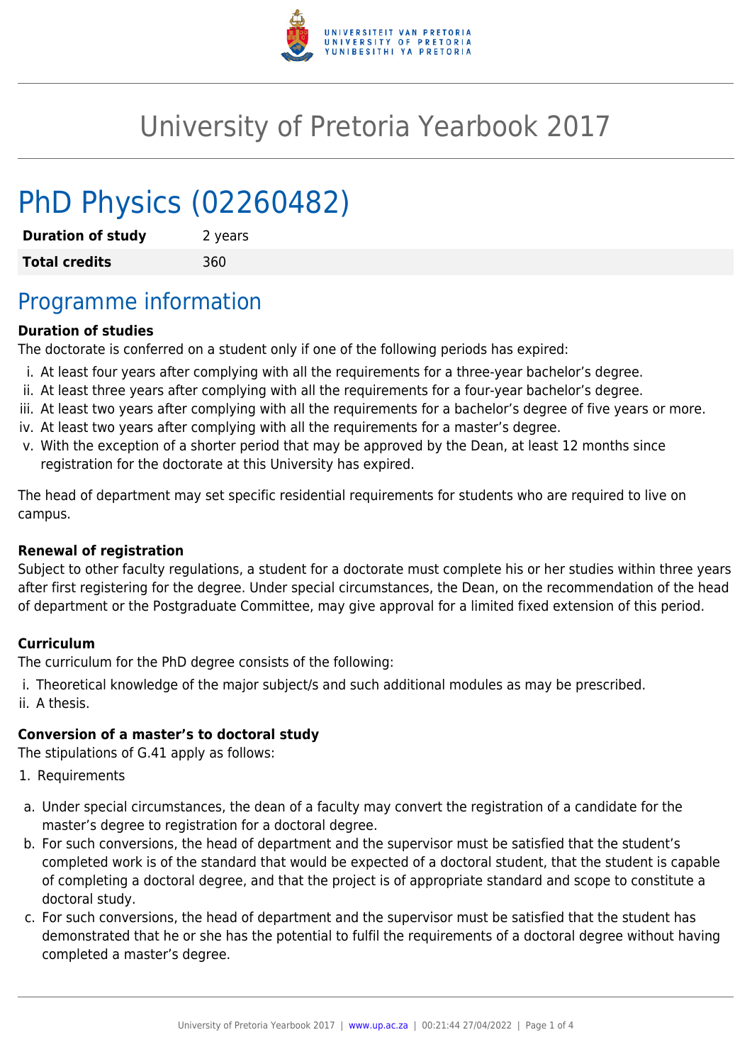# University of Pretoria Yearbook 2017

# PhD Physics (02260482)

| **Duration of study** | 2 years |
| --- | --- |
| **Total credits** | 360 |

## Programme information

**Duration of studies**

The doctorate is conferred on a student only if one of the following periods has expired:

i. At least four years after complying with all the requirements for a three-year bachelor's degree.
ii. At least three years after complying with all the requirements for a four-year bachelor's degree.
iii. At least two years after complying with all the requirements for a bachelor's degree of five years or more.
iv. At least two years after complying with all the requirements for a master's degree.
v. With the exception of a shorter period that may be approved by the Dean, at least 12 months since registration for the doctorate at this University has expired.

The head of department may set specific residential requirements for students who are required to live on campus.

**Renewal of registration**

Subject to other faculty regulations, a student for a doctorate must complete his or her studies within three years after first registering for the degree. Under special circumstances, the Dean, on the recommendation of the head of department or the Postgraduate Committee, may give approval for a limited fixed extension of this period.

**Curriculum**

The curriculum for the PhD degree consists of the following:

i. Theoretical knowledge of the major subject/s and such additional modules as may be prescribed.
ii. A thesis.

**Conversion of a master's to doctoral study**

The stipulations of G.41 apply as follows:

1. Requirements

a. Under special circumstances, the dean of a faculty may convert the registration of a candidate for the master's degree to registration for a doctoral degree.
b. For such conversions, the head of department and the supervisor must be satisfied that the student's completed work is of the standard that would be expected of a doctoral student, that the student is capable of completing a doctoral degree, and that the project is of appropriate standard and scope to constitute a doctoral study.
c. For such conversions, the head of department and the supervisor must be satisfied that the student has demonstrated that he or she has the potential to fulfil the requirements of a doctoral degree without having completed a master's degree.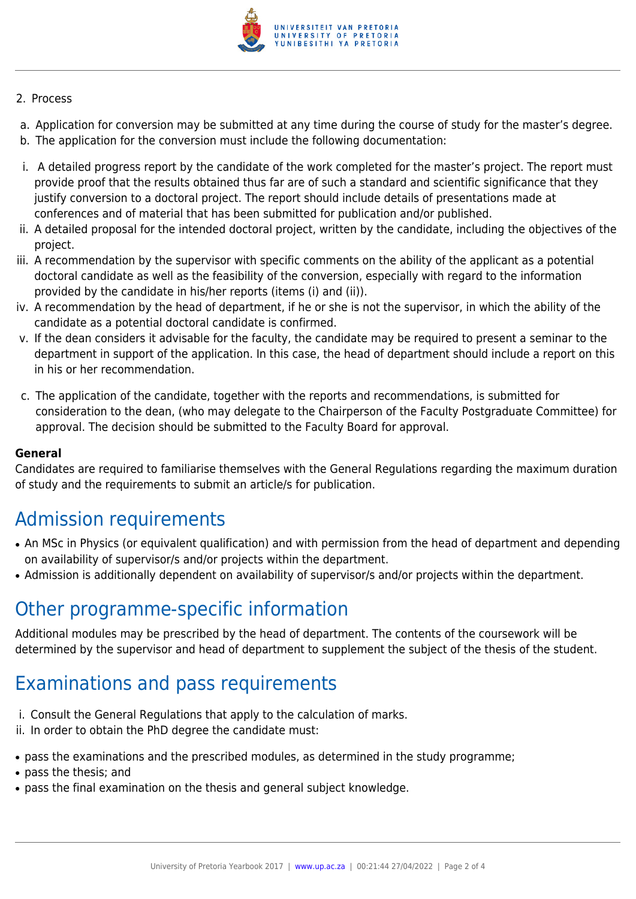2. Process

a. Application for conversion may be submitted at any time during the course of study for the master's degree.
b. The application for the conversion must include the following documentation:

i. A detailed progress report by the candidate of the work completed for the master's project. The report must provide proof that the results obtained thus far are of such a standard and scientific significance that they justify conversion to a doctoral project. The report should include details of presentations made at conferences and of material that has been submitted for publication and/or published.
ii. A detailed proposal for the intended doctoral project, written by the candidate, including the objectives of the project.
iii. A recommendation by the supervisor with specific comments on the ability of the applicant as a potential doctoral candidate as well as the feasibility of the conversion, especially with regard to the information provided by the candidate in his/her reports (items (i) and (ii)).
iv. A recommendation by the head of department, if he or she is not the supervisor, in which the ability of the candidate as a potential doctoral candidate is confirmed.
v. If the dean considers it advisable for the faculty, the candidate may be required to present a seminar to the department in support of the application. In this case, the head of department should include a report on this in his or her recommendation.

c. The application of the candidate, together with the reports and recommendations, is submitted for consideration to the dean, (who may delegate to the Chairperson of the Faculty Postgraduate Committee) for approval. The decision should be submitted to the Faculty Board for approval.

**General**
Candidates are required to familiarise themselves with the General Regulations regarding the maximum duration of study and the requirements to submit an article/s for publication.

## Admission requirements

- An MSc in Physics (or equivalent qualification) and with permission from the head of department and depending on availability of supervisor/s and/or projects within the department.
- Admission is additionally dependent on availability of supervisor/s and/or projects within the department.

## Other programme-specific information

Additional modules may be prescribed by the head of department. The contents of the coursework will be determined by the supervisor and head of department to supplement the subject of the thesis of the student.

## Examinations and pass requirements

i. Consult the General Regulations that apply to the calculation of marks.
ii. In order to obtain the PhD degree the candidate must:

- pass the examinations and the prescribed modules, as determined in the study programme;
- pass the thesis; and
- pass the final examination on the thesis and general subject knowledge.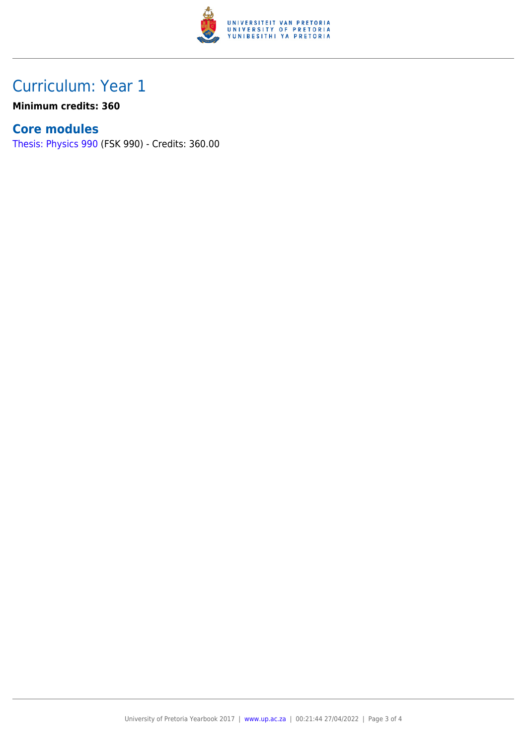# Curriculum: Year 1

**Minimum credits: 360**

## Core modules

Thesis: Physics 990 (FSK 990) - Credits: 360.00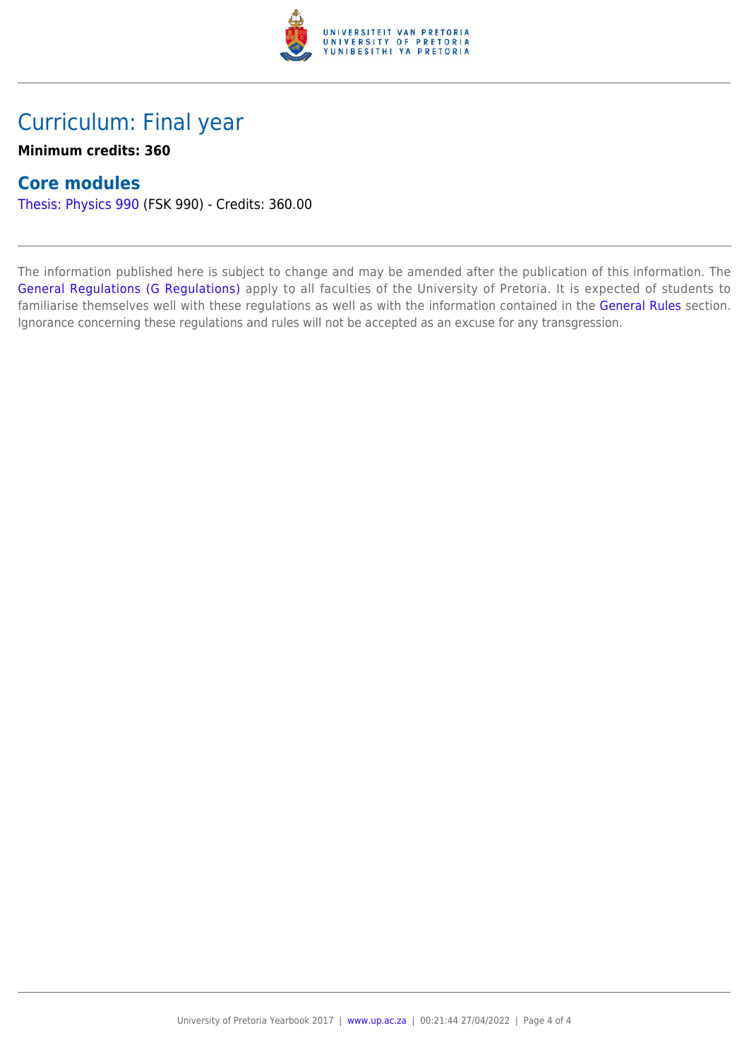# Curriculum: Final year

**Minimum credits: 360**

## Core modules

Thesis: Physics 990 (FSK 990) - Credits: 360.00

The information published here is subject to change and may be amended after the publication of this information. The General Regulations (G Regulations) apply to all faculties of the University of Pretoria. It is expected of students to familiarise themselves well with these regulations as well as with the information contained in the General Rules section. Ignorance concerning these regulations and rules will not be accepted as an excuse for any transgression.